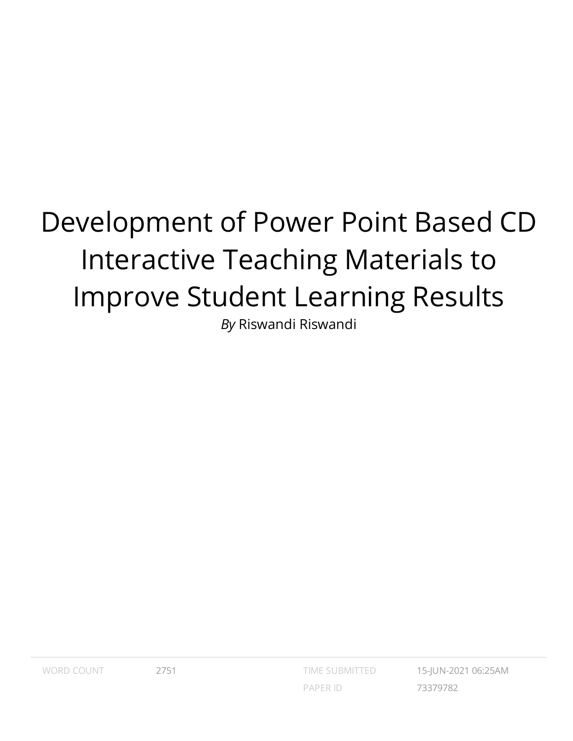# Development of Power Point Based CD Interactive Teaching Materials to Improve Student Learning Results

*By* Riswandi Riswandi

| WORD COUNT | 2751 | TIME SUBMITTED | 15-JUN-2021 06:25AM |
|---|---|---|---|
| | | PAPER ID | 73379782 |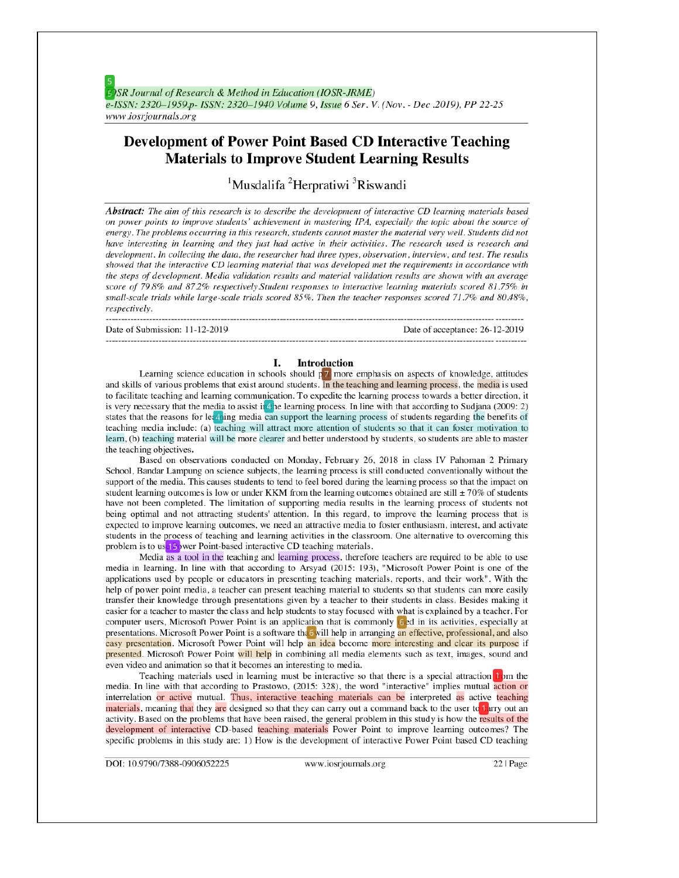# Development of Power Point Based CD Interactive Teaching Materials to Improve Student Learning Results

[1]Musdalifa [2]Herpratiwi [3]Riswandi

***Abstract:*** *The aim of this research is to describe the development of interactive CD learning materials based on power points to improve students' achievement in mastering IPA, especially the topic about the source of energy. The problems occurring in this research, students cannot master the material very well. Students did not have interesting in learning and they just had active in their activities. The research used is research and development. In collecting the data, the researcher had three types, observation, interview, and test. The results showed that the interactive CD learning material that was developed met the requirements in accordance with the steps of development. Media validation results and material validation results are shown with an average score of 79.8% and 87.2% respectively.Student responses to interactive learning materials scored 81.75% in small-scale trials while large-scale trials scored 85%. Then the teacher responses scored 71.7% and 80.48%, respectively.*

---

Date of Submission: 11-12-2019 Date of acceptance: 26-12-2019

---

## I. Introduction

Learning science education in schools should put more emphasis on aspects of knowledge, attitudes and skills of various problems that exist around students. In the teaching and learning process, the media is used to facilitate teaching and learning communication. To expedite the learning process towards a better direction, it is very necessary that the media to assist in the learning process. In line with that according to Sudjana (2009: 2) states that the reasons for learning media can support the learning process of students regarding the benefits of teaching media include: (a) teaching will attract more attention of students so that it can foster motivation to learn, (b) teaching material will be more clearer and better understood by students, so students are able to master the teaching objectives**.**

Based on observations conducted on Monday, February 26, 2018 in class IV Pahoman 2 Primary School, Bandar Lampung on science subjects, the learning process is still conducted conventionally without the support of the media. This causes students to tend to feel bored during the learning process so that the impact on student learning outcomes is low or under KKM from the learning outcomes obtained are still ± 70% of students have not been completed. The limitation of supporting media results in the learning process of students not being optimal and not attracting students' attention. In this regard, to improve the learning process that is expected to improve learning outcomes, we need an attractive media to foster enthusiasm, interest, and activate students in the process of teaching and learning activities in the classroom. One alternative to overcoming this problem is to use Power Point-based interactive CD teaching materials.

Media as a tool in the teaching and learning process, therefore teachers are required to be able to use media in learning. In line with that according to Arsyad (2015: 193), "Microsoft Power Point is one of the applications used by people or educators in presenting teaching materials, reports, and their work". With the help of power point media, a teacher can present teaching material to students so that students can more easily transfer their knowledge through presentations given by a teacher to their students in class. Besides making it easier for a teacher to master the class and help students to stay focused with what is explained by a teacher. For computer users, Microsoft Power Point is an application that is commonly used in its activities, especially at presentations. Microsoft Power Point is a software that will help in arranging an effective, professional, and also easy presentation. Microsoft Power Point will help an idea become more interesting and clear its purpose if presented. Microsoft Power Point will help in combining all media elements such as text, images, sound and even video and animation so that it becomes an interesting to media.

Teaching materials used in learning must be interactive so that there is a special attraction from the media. In line with that according to Prastowo, (2015: 328), the word "interactive" implies mutual action or interrelation or active mutual. Thus, interactive teaching materials can be interpreted as active teaching materials, meaning that they are designed so that they can carry out a command back to the user to carry out an activity. Based on the problems that have been raised, the general problem in this study is how the results of the development of interactive CD-based teaching materials Power Point to improve learning outcomes? The specific problems in this study are: 1) How is the development of interactive Power Point based CD teaching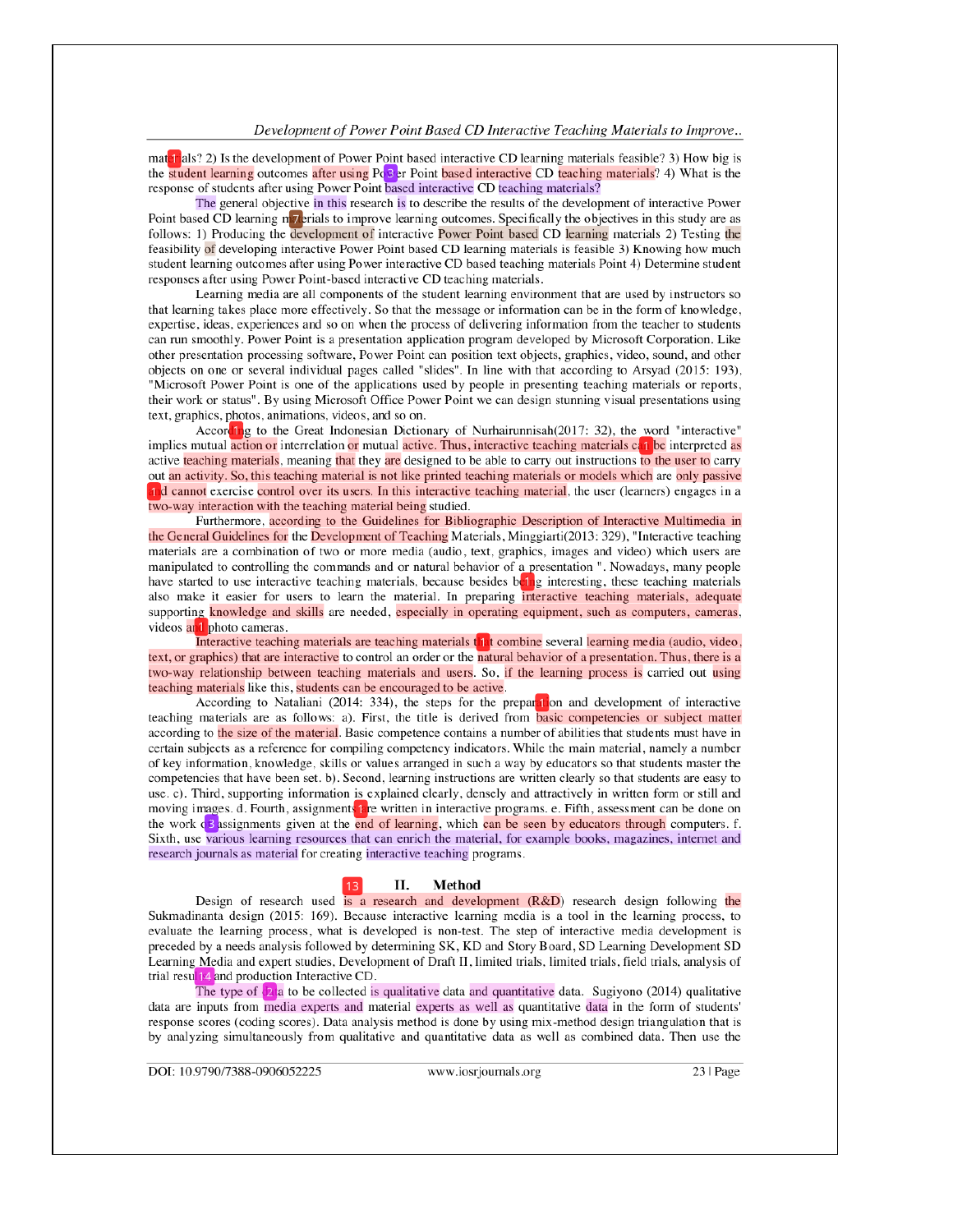materials? 2) Is the development of Power Point based interactive CD learning materials feasible? 3) How big is the student learning outcomes after using Power Point based interactive CD teaching materials? 4) What is the response of students after using Power Point based interactive CD teaching materials?

The general objective in this research is to describe the results of the development of interactive Power Point based CD learning materials to improve learning outcomes. Specifically the objectives in this study are as follows: 1) Producing the development of interactive Power Point based CD learning materials 2) Testing the feasibility of developing interactive Power Point based CD learning materials is feasible 3) Knowing how much student learning outcomes after using Power interactive CD based teaching materials Point 4) Determine student responses after using Power Point-based interactive CD teaching materials.

Learning media are all components of the student learning environment that are used by instructors so that learning takes place more effectively. So that the message or information can be in the form of knowledge, expertise, ideas, experiences and so on when the process of delivering information from the teacher to students can run smoothly. Power Point is a presentation application program developed by Microsoft Corporation. Like other presentation processing software, Power Point can position text objects, graphics, video, sound, and other objects on one or several individual pages called "slides". In line with that according to Arsyad (2015: 193), "Microsoft Power Point is one of the applications used by people in presenting teaching materials or reports, their work or status". By using Microsoft Office Power Point we can design stunning visual presentations using text, graphics, photos, animations, videos, and so on.

According to the Great Indonesian Dictionary of Nurhairunnisah(2017: 32), the word "interactive" implies mutual action or interrelation or mutual active. Thus, interactive teaching materials can be interpreted as active teaching materials, meaning that they are designed to be able to carry out instructions to the user to carry out an activity. So, this teaching material is not like printed teaching materials or models which are only passive and cannot exercise control over its users. In this interactive teaching material, the user (learners) engages in a two-way interaction with the teaching material being studied.

Furthermore, according to the Guidelines for Bibliographic Description of Interactive Multimedia in the General Guidelines for the Development of Teaching Materials, Minggiarti(2013: 329), "Interactive teaching materials are a combination of two or more media (audio, text, graphics, images and video) which users are manipulated to controlling the commands and or natural behavior of a presentation ". Nowadays, many people have started to use interactive teaching materials, because besides being interesting, these teaching materials also make it easier for users to learn the material. In preparing interactive teaching materials, adequate supporting knowledge and skills are needed, especially in operating equipment, such as computers, cameras, videos and photo cameras.

Interactive teaching materials are teaching materials that combine several learning media (audio, video, text, or graphics) that are interactive to control an order or the natural behavior of a presentation. Thus, there is a two-way relationship between teaching materials and users. So, if the learning process is carried out using teaching materials like this, students can be encouraged to be active.

According to Nataliani (2014: 334), the steps for the preparation and development of interactive teaching materials are as follows: a). First, the title is derived from basic competencies or subject matter according to the size of the material. Basic competence contains a number of abilities that students must have in certain subjects as a reference for compiling competency indicators. While the main material, namely a number of key information, knowledge, skills or values arranged in such a way by educators so that students master the competencies that have been set. b). Second, learning instructions are written clearly so that students are easy to use. c). Third, supporting information is explained clearly, densely and attractively in written form or still and moving images. d. Fourth, assignments are written in interactive programs. e. Fifth, assessment can be done on the work of assignments given at the end of learning, which can be seen by educators through computers. f. Sixth, use various learning resources that can enrich the material, for example books, magazines, internet and research journals as material for creating interactive teaching programs.

## II. Method

Design of research used is a research and development (R&D) research design following the Sukmadinanta design (2015: 169). Because interactive learning media is a tool in the learning process, to evaluate the learning process, what is developed is non-test. The step of interactive media development is preceded by a needs analysis followed by determining SK, KD and Story Board, SD Learning Development SD Learning Media and expert studies, Development of Draft II, limited trials, limited trials, field trials, analysis of trial results and production Interactive CD.

The type of data to be collected is qualitative data and quantitative data. Sugiyono (2014) qualitative data are inputs from media experts and material experts as well as quantitative data in the form of students' response scores (coding scores). Data analysis method is done by using mix-method design triangulation that is by analyzing simultaneously from qualitative and quantitative data as well as combined data. Then use the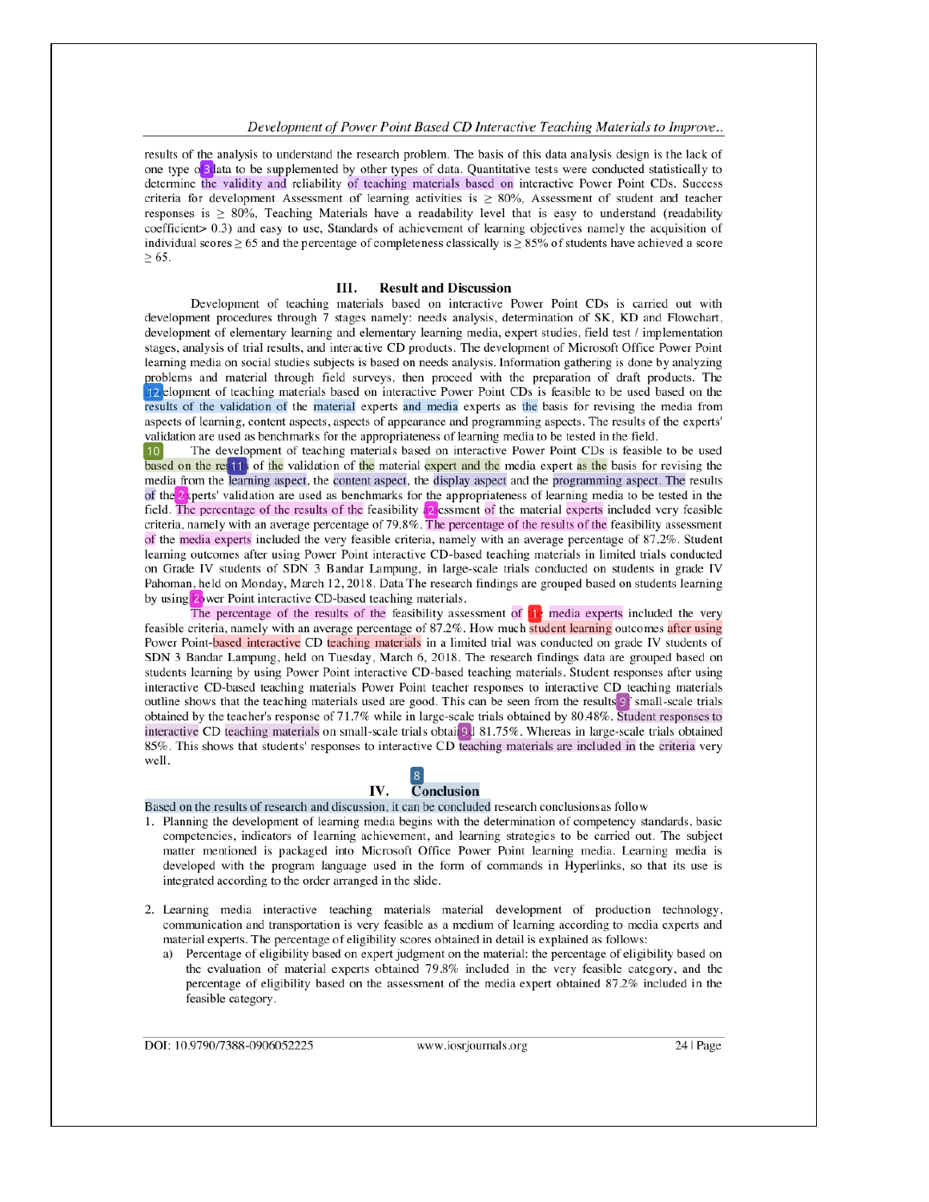results of the analysis to understand the research problem. The basis of this data analysis design is the lack of one type of data to be supplemented by other types of data. Quantitative tests were conducted statistically to determine the validity and reliability of teaching materials based on interactive Power Point CDs. Success criteria for development Assessment of learning activities is ≥ 80%, Assessment of student and teacher responses is ≥ 80%, Teaching Materials have a readability level that is easy to understand (readability coefficient> 0.3) and easy to use, Standards of achievement of learning objectives namely the acquisition of individual scores ≥ 65 and the percentage of completeness classically is ≥ 85% of students have achieved a score ≥ 65.

## III. Result and Discussion

Development of teaching materials based on interactive Power Point CDs is carried out with development procedures through 7 stages namely: needs analysis, determination of SK, KD and Flowchart, development of elementary learning and elementary learning media, expert studies, field test / implementation stages, analysis of trial results, and interactive CD products. The development of Microsoft Office Power Point learning media on social studies subjects is based on needs analysis. Information gathering is done by analyzing problems and material through field surveys, then proceed with the preparation of draft products. The development of teaching materials based on interactive Power Point CDs is feasible to be used based on the results of the validation of the material experts and media experts as the basis for revising the media from aspects of learning, content aspects, aspects of appearance and programming aspects. The results of the experts' validation are used as benchmarks for the appropriateness of learning media to be tested in the field.

The development of teaching materials based on interactive Power Point CDs is feasible to be used based on the results of the validation of the material expert and the media expert as the basis for revising the media from the learning aspect, the content aspect, the display aspect and the programming aspect. The results of the experts' validation are used as benchmarks for the appropriateness of learning media to be tested in the field. The percentage of the results of the feasibility assessment of the material experts included very feasible criteria, namely with an average percentage of 79.8%. The percentage of the results of the feasibility assessment of the media experts included the very feasible criteria, namely with an average percentage of 87.2%. Student learning outcomes after using Power Point interactive CD-based teaching materials in limited trials conducted on Grade IV students of SDN 3 Bandar Lampung, in large-scale trials conducted on students in grade IV Pahoman, held on Monday, March 12, 2018. Data The research findings are grouped based on students learning by using Power Point interactive CD-based teaching materials.

The percentage of the results of the feasibility assessment of the media experts included the very feasible criteria, namely with an average percentage of 87.2%. How much student learning outcomes after using Power Point-based interactive CD teaching materials in a limited trial was conducted on grade IV students of SDN 3 Bandar Lampung, held on Tuesday, March 6, 2018. The research findings data are grouped based on students learning by using Power Point interactive CD-based teaching materials. Student responses after using interactive CD-based teaching materials Power Point teacher responses to interactive CD teaching materials outline shows that the teaching materials used are good. This can be seen from the results of small-scale trials obtained by the teacher's response of 71.7% while in large-scale trials obtained by 80.48%. Student responses to interactive CD teaching materials on small-scale trials obtained 81.75%. Whereas in large-scale trials obtained 85%. This shows that students' responses to interactive CD teaching materials are included in the criteria very well.

## IV. Conclusion

Based on the results of research and discussion, it can be concluded research conclusionsas follow

1. Planning the development of learning media begins with the determination of competency standards, basic competencies, indicators of learning achievement, and learning strategies to be carried out. The subject matter mentioned is packaged into Microsoft Office Power Point learning media. Learning media is developed with the program language used in the form of commands in Hyperlinks, so that its use is integrated according to the order arranged in the slide.

2. Learning media interactive teaching materials material development of production technology, communication and transportation is very feasible as a medium of learning according to media experts and material experts. The percentage of eligibility scores obtained in detail is explained as follows:
   a) Percentage of eligibility based on expert judgment on the material: the percentage of eligibility based on the evaluation of material experts obtained 79.8% included in the very feasible category, and the percentage of eligibility based on the assessment of the media expert obtained 87.2% included in the feasible category.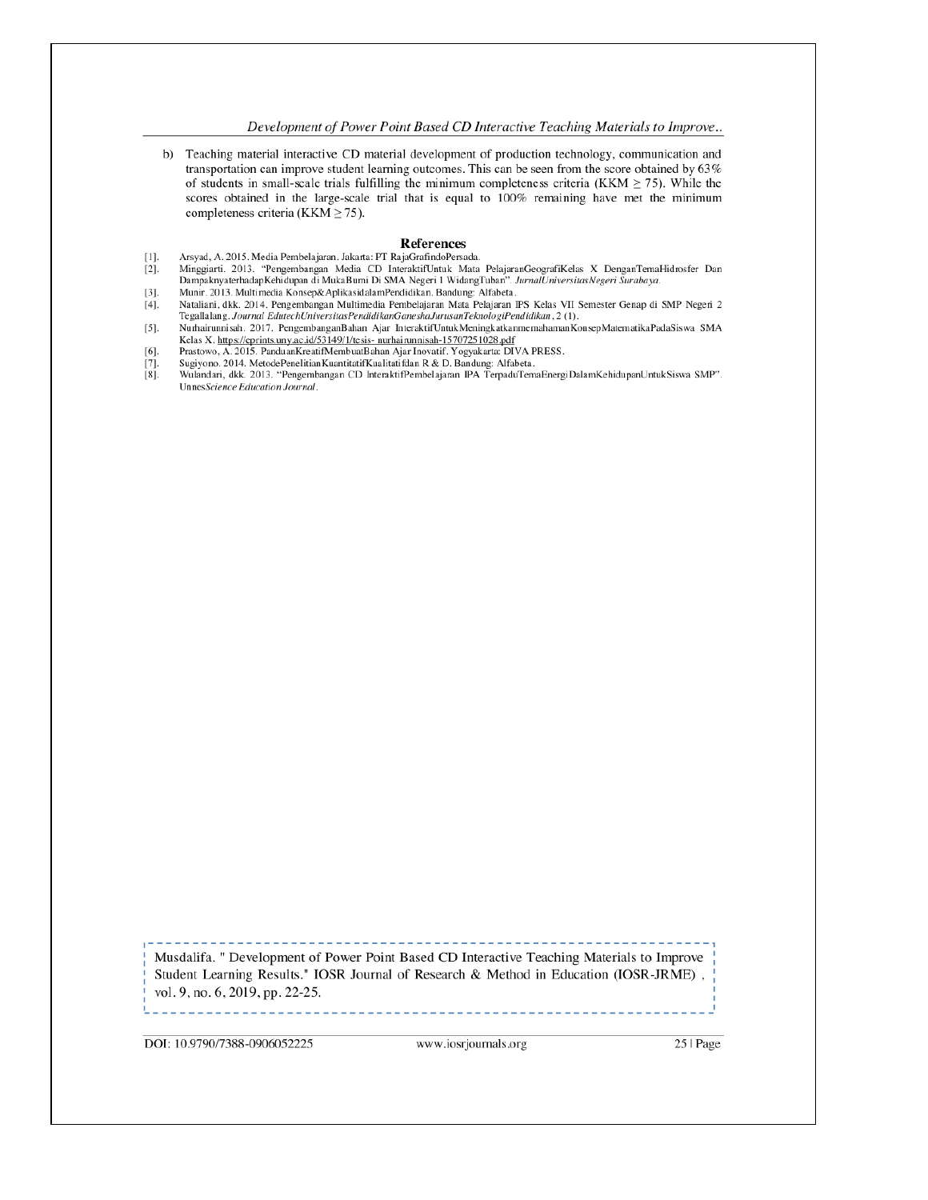b) Teaching material interactive CD material development of production technology, communication and transportation can improve student learning outcomes. This can be seen from the score obtained by 63% of students in small-scale trials fulfilling the minimum completeness criteria (KKM $\geq 75$). While the scores obtained in the large-scale trial that is equal to 100% remaining have met the minimum completeness criteria (KKM $\geq 75$).

## References

[1]. Arsyad, A. 2015. Media Pembelajaran. Jakarta: PT RajaGrafindoPersada.

[2]. Minggiarti. 2013. "Pengembangan Media CD InteraktifUntuk Mata PelajaranGeografiKelas X DenganTemaHidrosfer Dan DampaknyaterhadapKehidupan di MukaBumi Di SMA Negeri 1 WidangTuban". *JurnalUniversitasNegeri Surabaya*.

[3]. Munir. 2013. Multimedia Konsep&AplikasidalamPendidikan. Bandung: Alfabeta.

[4]. Nataliani, dkk. 2014. Pengembangan Multimedia Pembelajaran Mata Pelajaran IPS Kelas VII Semester Genap di SMP Negeri 2 Tegallalang. *Journal EdutechUniversitasPendidikanGaneshaJurusanTeknologiPendidikan*, 2 (1).

[5]. Nurhairunnisah. 2017. PengembanganBahan Ajar InteraktifUntukMeningkatkanmemahamanKonsepMatematikaPadaSiswa SMA Kelas X. https://eprints.uny.ac.id/53149/1/tesis- nurhairunnisah-15707251028.pdf

[6]. Prastowo, A. 2015. PanduanKreatifMembuatBahan Ajar Inovatif. Yogyakarta: DIVA PRESS.

[7]. Sugiyono. 2014. MetodePenelitianKuantitatifKualitatifdan R & D. Bandung: Alfabeta.

[8]. Wulandari, dkk. 2013. "Pengembangan CD InteraktifPembelajaran IPA TerpaduTemaEnergiDalamKehidupanUntukSiswa SMP". Unnes*Science Education Journal*.

Musdalifa. " Development of Power Point Based CD Interactive Teaching Materials to Improve Student Learning Results." IOSR Journal of Research & Method in Education (IOSR-JRME) , vol. 9, no. 6, 2019, pp. 22-25.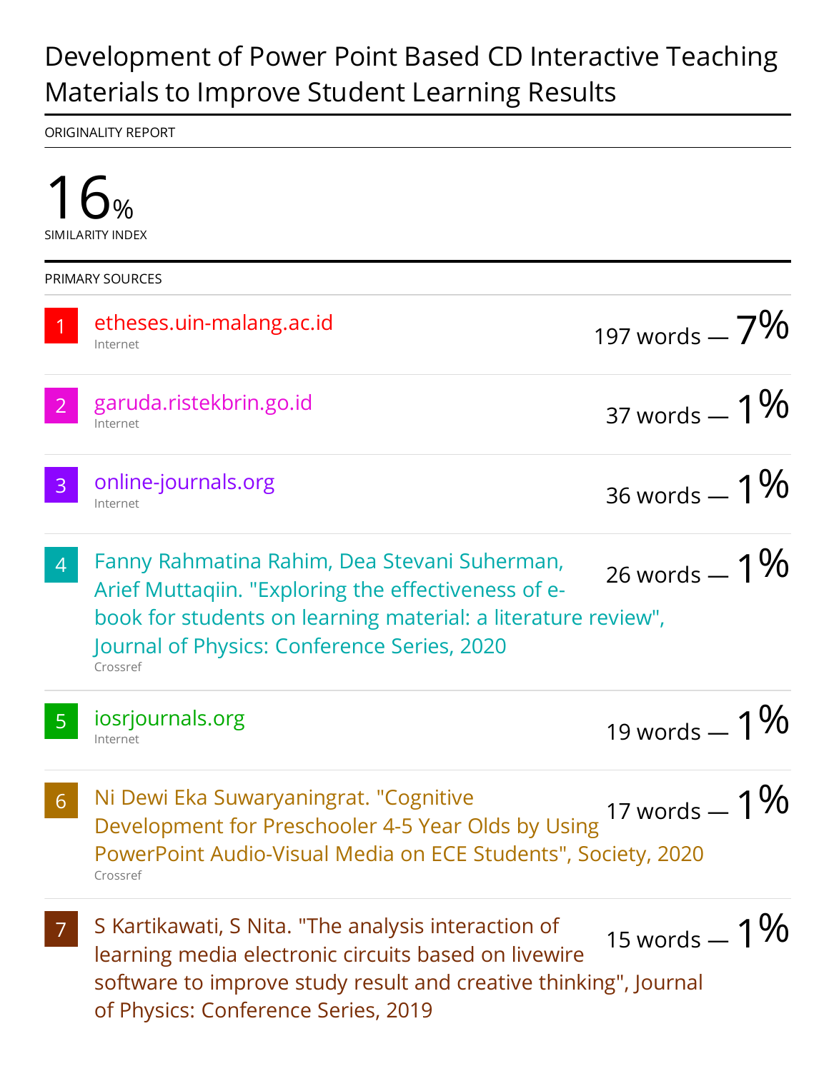# Development of Power Point Based CD Interactive Teaching Materials to Improve Student Learning Results

ORIGINALITY REPORT

**16%**
SIMILARITY INDEX

PRIMARY SOURCES

| # | Source | Words | % |
|---|---|---|---|
| 1 | etheses.uin-malang.ac.id<br>Internet | 197 words | 7% |
| 2 | garuda.ristekbrin.go.id<br>Internet | 37 words | 1% |
| 3 | online-journals.org<br>Internet | 36 words | 1% |
| 4 | Fanny Rahmatina Rahim, Dea Stevani Suherman, Arief Muttaqiin. "Exploring the effectiveness of e-book for students on learning material: a literature review", Journal of Physics: Conference Series, 2020<br>Crossref | 26 words | 1% |
| 5 | iosrjournals.org<br>Internet | 19 words | 1% |
| 6 | Ni Dewi Eka Suwaryaningrat. "Cognitive Development for Preschooler 4-5 Year Olds by Using PowerPoint Audio-Visual Media on ECE Students", Society, 2020<br>Crossref | 17 words | 1% |
| 7 | S Kartikawati, S Nita. "The analysis interaction of learning media electronic circuits based on livewire software to improve study result and creative thinking", Journal of Physics: Conference Series, 2019 | 15 words | 1% |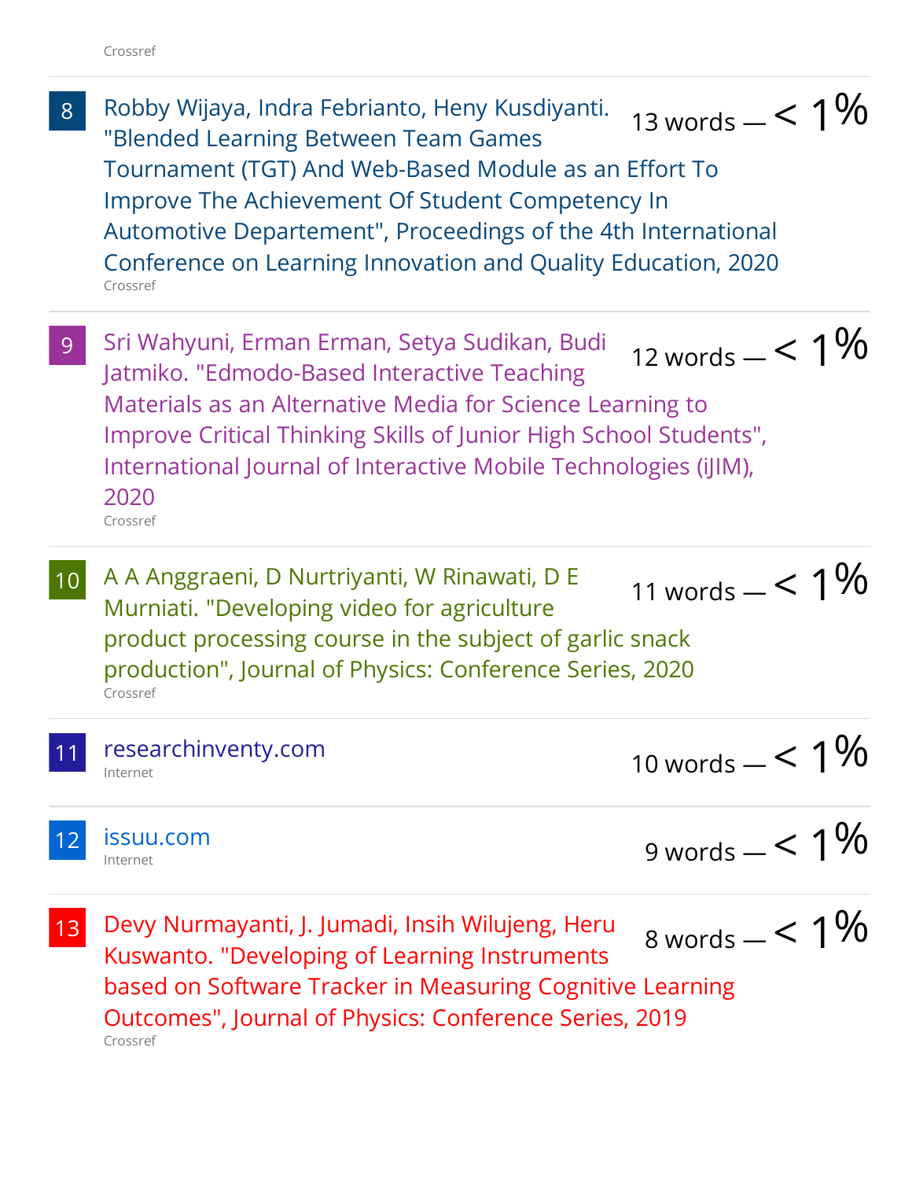Crossref

| | Source | Match |
|---|---|---|
| 8 | Robby Wijaya, Indra Febrianto, Heny Kusdiyanti. "Blended Learning Between Team Games Tournament (TGT) And Web-Based Module as an Effort To Improve The Achievement Of Student Competency In Automotive Departement", Proceedings of the 4th International Conference on Learning Innovation and Quality Education, 2020<br>Crossref | 13 words — < 1% |
| 9 | Sri Wahyuni, Erman Erman, Setya Sudikan, Budi Jatmiko. "Edmodo-Based Interactive Teaching Materials as an Alternative Media for Science Learning to Improve Critical Thinking Skills of Junior High School Students", International Journal of Interactive Mobile Technologies (iJIM), 2020<br>Crossref | 12 words — < 1% |
| 10 | A A Anggraeni, D Nurtriyanti, W Rinawati, D E Murniati. "Developing video for agriculture product processing course in the subject of garlic snack production", Journal of Physics: Conference Series, 2020<br>Crossref | 11 words — < 1% |
| 11 | researchinventy.com<br>Internet | 10 words — < 1% |
| 12 | issuu.com<br>Internet | 9 words — < 1% |
| 13 | Devy Nurmayanti, J. Jumadi, Insih Wilujeng, Heru Kuswanto. "Developing of Learning Instruments based on Software Tracker in Measuring Cognitive Learning Outcomes", Journal of Physics: Conference Series, 2019<br>Crossref | 8 words — < 1% |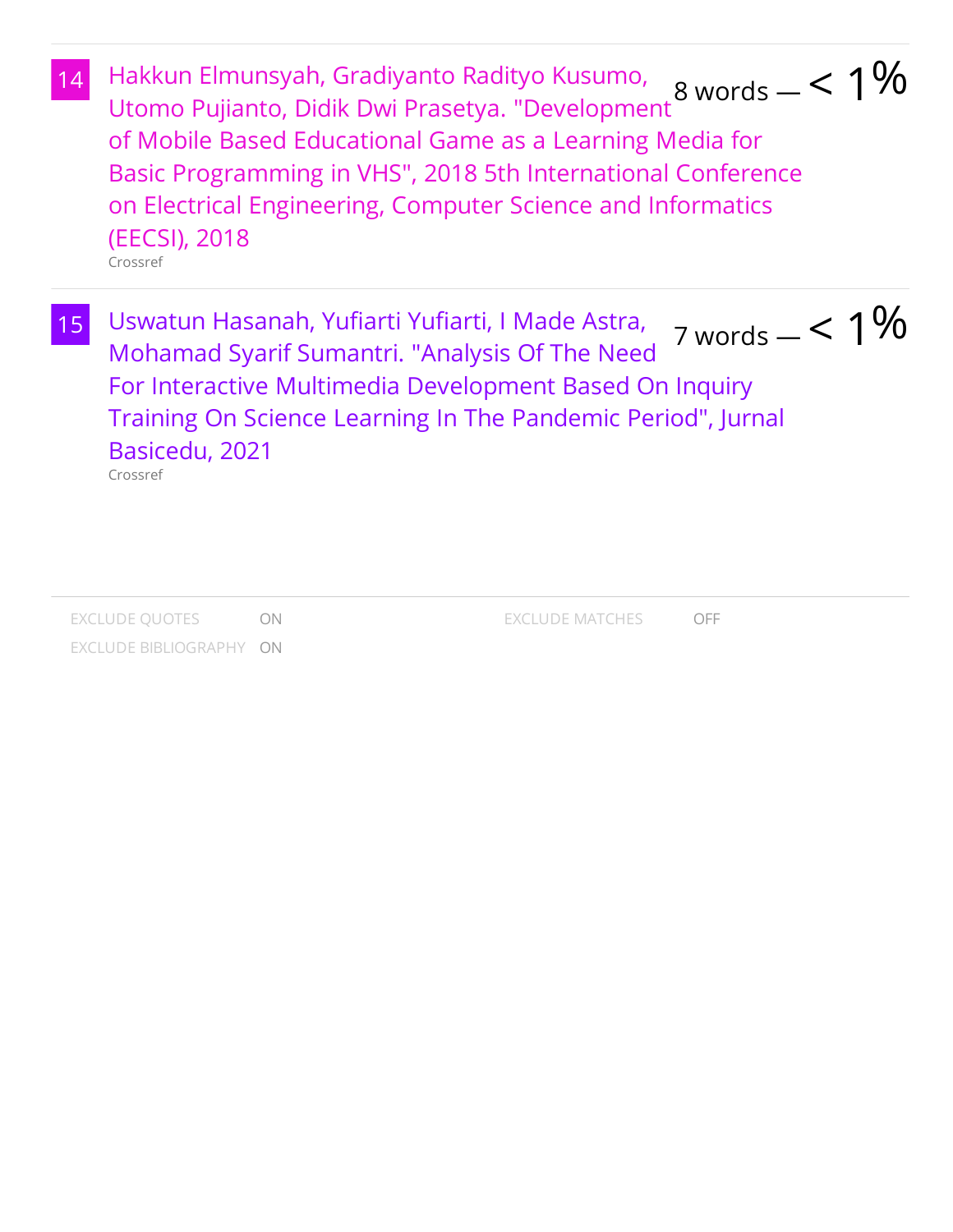14 Hakkun Elmunsyah, Gradiyanto Radityo Kusumo, Utomo Pujianto, Didik Dwi Prasetya. "Development of Mobile Based Educational Game as a Learning Media for Basic Programming in VHS", 2018 5th International Conference on Electrical Engineering, Computer Science and Informatics (EECSI), 2018

Crossref

8 words — < 1%

15 Uswatun Hasanah, Yufiarti Yufiarti, I Made Astra, Mohamad Syarif Sumantri. "Analysis Of The Need For Interactive Multimedia Development Based On Inquiry Training On Science Learning In The Pandemic Period", Jurnal Basicedu, 2021

Crossref

7 words — < 1%

| | | | |
|---|---|---|---|
| EXCLUDE QUOTES | ON | EXCLUDE MATCHES | OFF |
| EXCLUDE BIBLIOGRAPHY | ON | | |